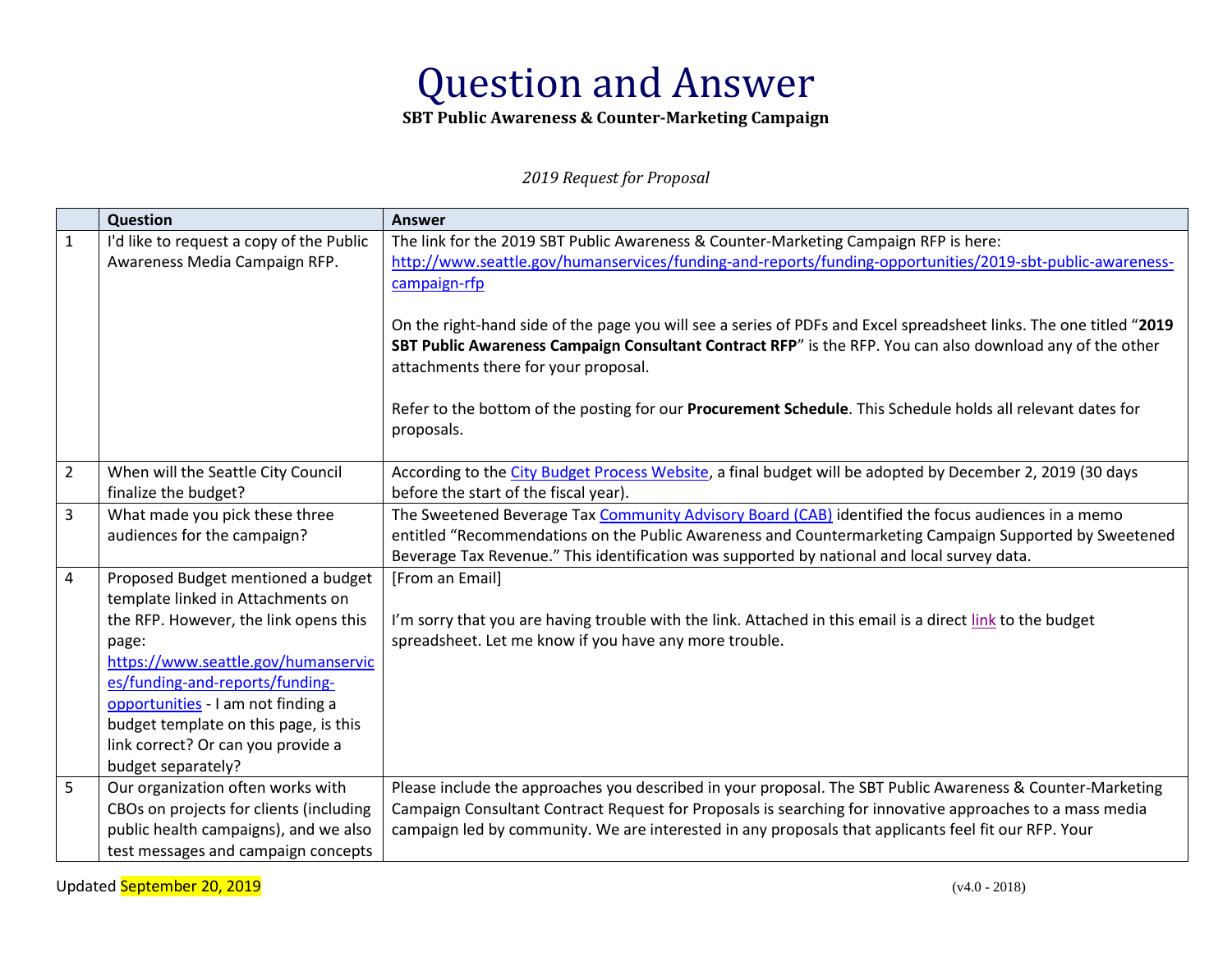# Question and Answer

**SBT Public Awareness & Counter-Marketing Campaign**

*2019 Request for Proposal*

| | Question | Answer |
|---|---|---|
| 1 | I'd like to request a copy of the Public Awareness Media Campaign RFP. | The link for the 2019 SBT Public Awareness & Counter-Marketing Campaign RFP is here: http://www.seattle.gov/humanservices/funding-and-reports/funding-opportunities/2019-sbt-public-awareness-campaign-rfp<br><br>On the right-hand side of the page you will see a series of PDFs and Excel spreadsheet links. The one titled "**2019 SBT Public Awareness Campaign Consultant Contract RFP**" is the RFP. You can also download any of the other attachments there for your proposal.<br><br>Refer to the bottom of the posting for our **Procurement Schedule**. This Schedule holds all relevant dates for proposals. |
| 2 | When will the Seattle City Council finalize the budget? | According to the City Budget Process Website, a final budget will be adopted by December 2, 2019 (30 days before the start of the fiscal year). |
| 3 | What made you pick these three audiences for the campaign? | The Sweetened Beverage Tax Community Advisory Board (CAB) identified the focus audiences in a memo entitled "Recommendations on the Public Awareness and Countermarketing Campaign Supported by Sweetened Beverage Tax Revenue." This identification was supported by national and local survey data. |
| 4 | Proposed Budget mentioned a budget template linked in Attachments on the RFP. However, the link opens this page: https://www.seattle.gov/humanservices/funding-and-reports/funding-opportunities - I am not finding a budget template on this page, is this link correct? Or can you provide a budget separately? | [From an Email]<br><br>I'm sorry that you are having trouble with the link. Attached in this email is a direct link to the budget spreadsheet. Let me know if you have any more trouble. |
| 5 | Our organization often works with CBOs on projects for clients (including public health campaigns), and we also test messages and campaign concepts | Please include the approaches you described in your proposal. The SBT Public Awareness & Counter-Marketing Campaign Consultant Contract Request for Proposals is searching for innovative approaches to a mass media campaign led by community. We are interested in any proposals that applicants feel fit our RFP. Your |

Updated September 20, 2019

(v4.0 - 2018)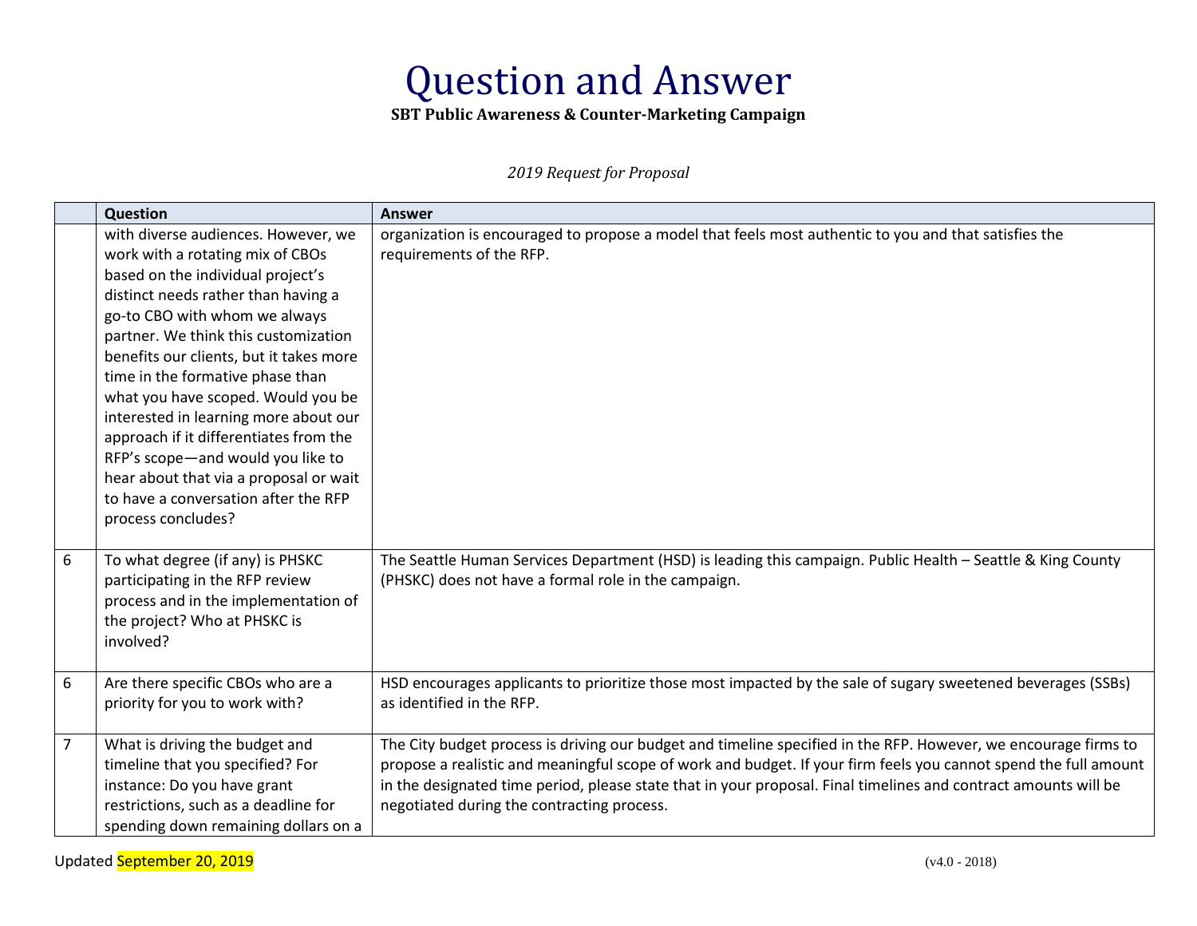# Question and Answer

**SBT Public Awareness & Counter-Marketing Campaign**

*2019 Request for Proposal*

| | Question | Answer |
|---|---|---|
| | with diverse audiences. However, we work with a rotating mix of CBOs based on the individual project's distinct needs rather than having a go-to CBO with whom we always partner. We think this customization benefits our clients, but it takes more time in the formative phase than what you have scoped. Would you be interested in learning more about our approach if it differentiates from the RFP's scope—and would you like to hear about that via a proposal or wait to have a conversation after the RFP process concludes? | organization is encouraged to propose a model that feels most authentic to you and that satisfies the requirements of the RFP. |
| 6 | To what degree (if any) is PHSKC participating in the RFP review process and in the implementation of the project? Who at PHSKC is involved? | The Seattle Human Services Department (HSD) is leading this campaign. Public Health – Seattle & King County (PHSKC) does not have a formal role in the campaign. |
| 6 | Are there specific CBOs who are a priority for you to work with? | HSD encourages applicants to prioritize those most impacted by the sale of sugary sweetened beverages (SSBs) as identified in the RFP. |
| 7 | What is driving the budget and timeline that you specified? For instance: Do you have grant restrictions, such as a deadline for spending down remaining dollars on a | The City budget process is driving our budget and timeline specified in the RFP. However, we encourage firms to propose a realistic and meaningful scope of work and budget. If your firm feels you cannot spend the full amount in the designated time period, please state that in your proposal. Final timelines and contract amounts will be negotiated during the contracting process. |

Updated September 20, 2019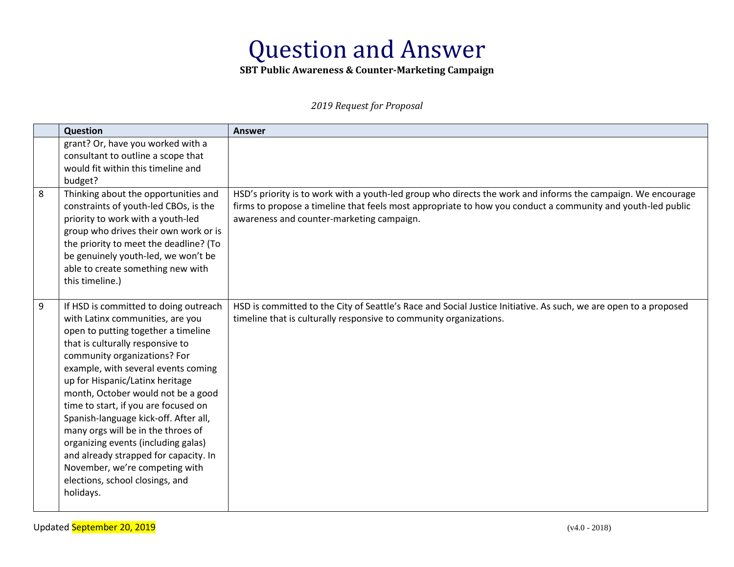# Question and Answer

**SBT Public Awareness & Counter-Marketing Campaign**

*2019 Request for Proposal*

| | Question | Answer |
|---|---|---|
| | grant? Or, have you worked with a consultant to outline a scope that would fit within this timeline and budget? | |
| 8 | Thinking about the opportunities and constraints of youth-led CBOs, is the priority to work with a youth-led group who drives their own work or is the priority to meet the deadline? (To be genuinely youth-led, we won't be able to create something new with this timeline.) | HSD's priority is to work with a youth-led group who directs the work and informs the campaign. We encourage firms to propose a timeline that feels most appropriate to how you conduct a community and youth-led public awareness and counter-marketing campaign. |
| 9 | If HSD is committed to doing outreach with Latinx communities, are you open to putting together a timeline that is culturally responsive to community organizations? For example, with several events coming up for Hispanic/Latinx heritage month, October would not be a good time to start, if you are focused on Spanish-language kick-off. After all, many orgs will be in the throes of organizing events (including galas) and already strapped for capacity. In November, we're competing with elections, school closings, and holidays. | HSD is committed to the City of Seattle's Race and Social Justice Initiative. As such, we are open to a proposed timeline that is culturally responsive to community organizations. |

Updated September 20, 2019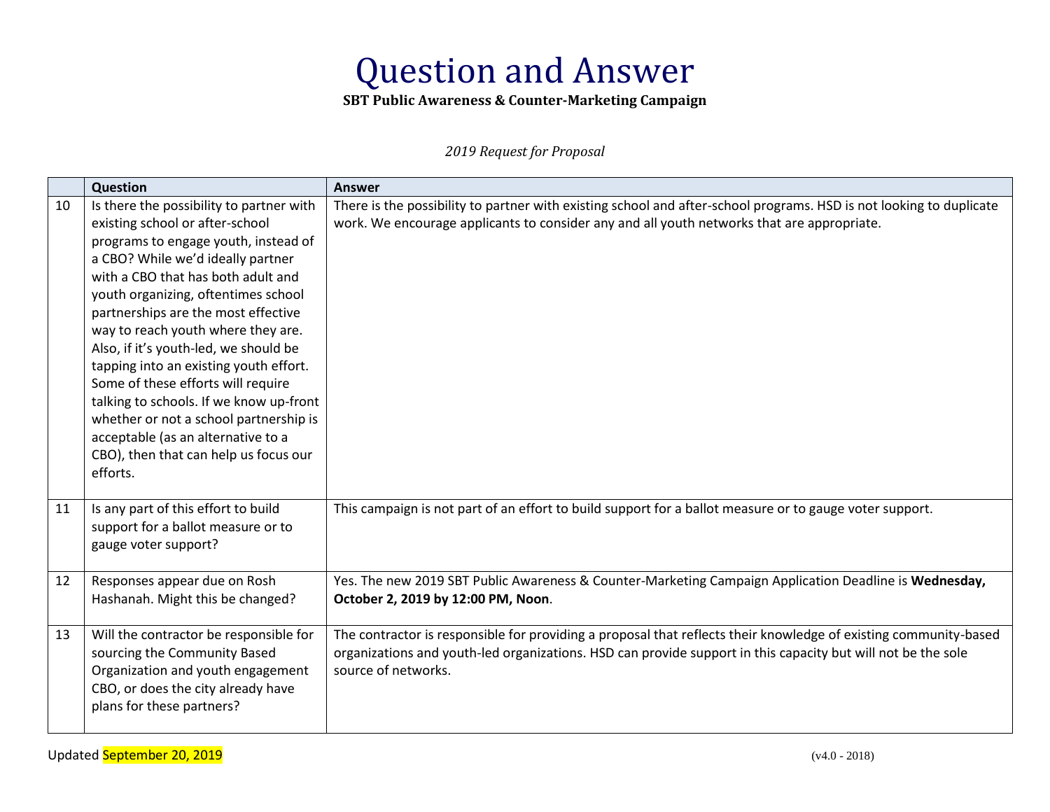# Question and Answer

**SBT Public Awareness & Counter-Marketing Campaign**

*2019 Request for Proposal*

| | Question | Answer |
|---|---|---|
| 10 | Is there the possibility to partner with existing school or after-school programs to engage youth, instead of a CBO? While we'd ideally partner with a CBO that has both adult and youth organizing, oftentimes school partnerships are the most effective way to reach youth where they are. Also, if it's youth-led, we should be tapping into an existing youth effort. Some of these efforts will require talking to schools. If we know up-front whether or not a school partnership is acceptable (as an alternative to a CBO), then that can help us focus our efforts. | There is the possibility to partner with existing school and after-school programs. HSD is not looking to duplicate work. We encourage applicants to consider any and all youth networks that are appropriate. |
| 11 | Is any part of this effort to build support for a ballot measure or to gauge voter support? | This campaign is not part of an effort to build support for a ballot measure or to gauge voter support. |
| 12 | Responses appear due on Rosh Hashanah. Might this be changed? | Yes. The new 2019 SBT Public Awareness & Counter-Marketing Campaign Application Deadline is **Wednesday, October 2, 2019 by 12:00 PM, Noon**. |
| 13 | Will the contractor be responsible for sourcing the Community Based Organization and youth engagement CBO, or does the city already have plans for these partners? | The contractor is responsible for providing a proposal that reflects their knowledge of existing community-based organizations and youth-led organizations. HSD can provide support in this capacity but will not be the sole source of networks. |

Updated September 20, 2019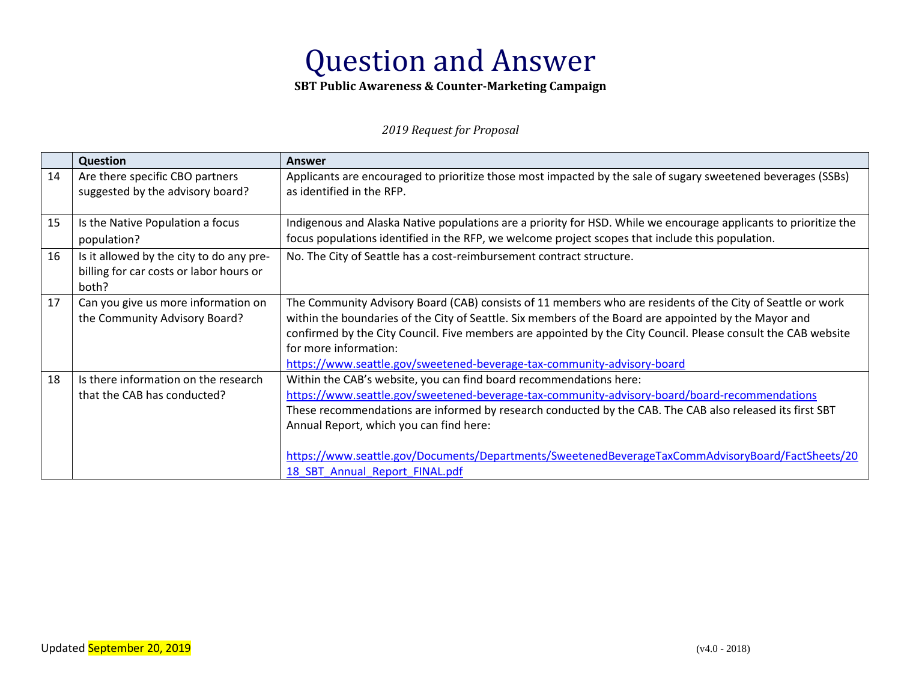# Question and Answer

**SBT Public Awareness & Counter-Marketing Campaign**

*2019 Request for Proposal*

| | Question | Answer |
|---|---|---|
| 14 | Are there specific CBO partners suggested by the advisory board? | Applicants are encouraged to prioritize those most impacted by the sale of sugary sweetened beverages (SSBs) as identified in the RFP. |
| 15 | Is the Native Population a focus population? | Indigenous and Alaska Native populations are a priority for HSD. While we encourage applicants to prioritize the focus populations identified in the RFP, we welcome project scopes that include this population. |
| 16 | Is it allowed by the city to do any pre-billing for car costs or labor hours or both? | No. The City of Seattle has a cost-reimbursement contract structure. |
| 17 | Can you give us more information on the Community Advisory Board? | The Community Advisory Board (CAB) consists of 11 members who are residents of the City of Seattle or work within the boundaries of the City of Seattle. Six members of the Board are appointed by the Mayor and confirmed by the City Council. Five members are appointed by the City Council. Please consult the CAB website for more information: https://www.seattle.gov/sweetened-beverage-tax-community-advisory-board |
| 18 | Is there information on the research that the CAB has conducted? | Within the CAB's website, you can find board recommendations here: https://www.seattle.gov/sweetened-beverage-tax-community-advisory-board/board-recommendations These recommendations are informed by research conducted by the CAB. The CAB also released its first SBT Annual Report, which you can find here: https://www.seattle.gov/Documents/Departments/SweetenedBeverageTaxCommAdvisoryBoard/FactSheets/2018_SBT_Annual_Report_FINAL.pdf |

Updated September 20, 2019 (v4.0 - 2018)